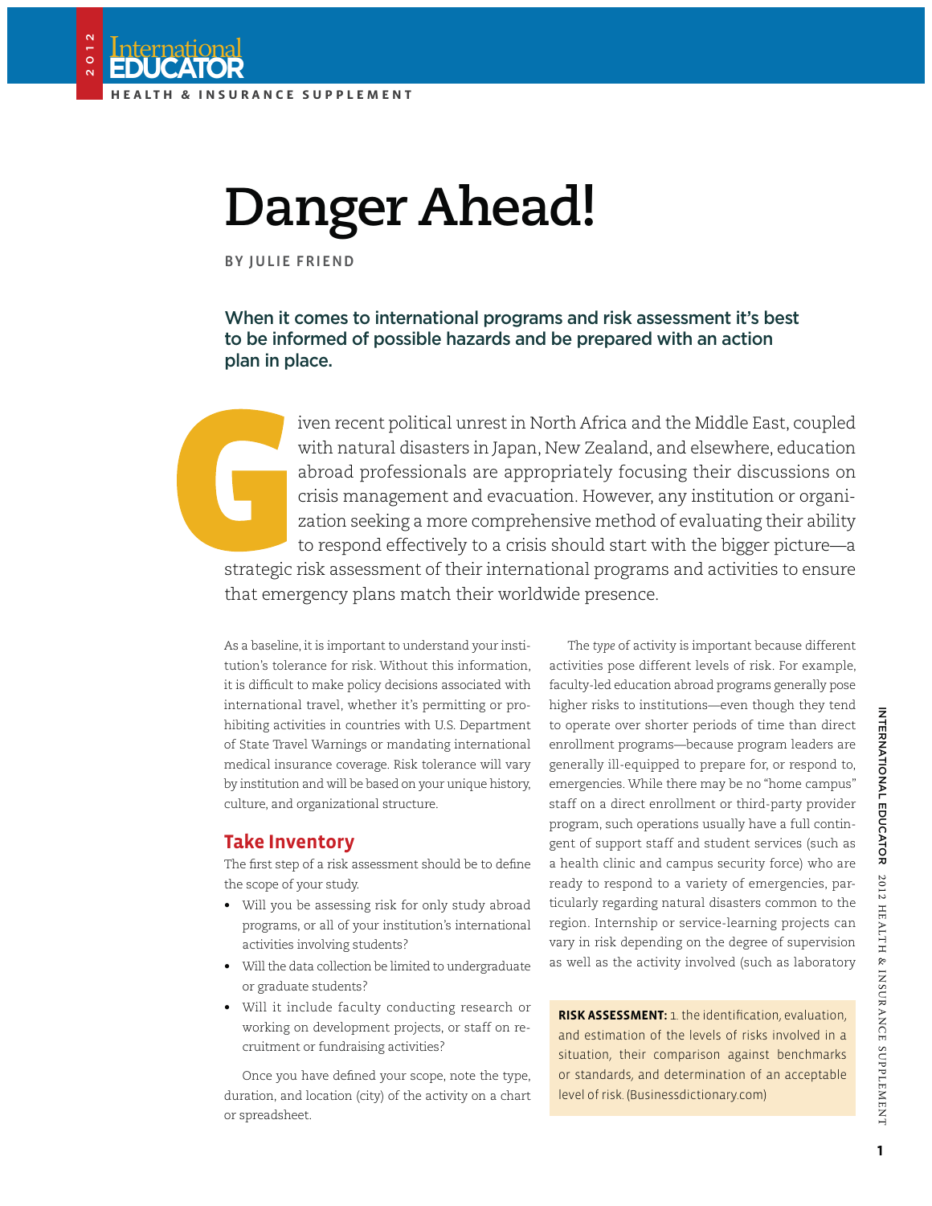# Danger Ahead!

**BY JULIE FRIEND**

**When it comes to international programs and risk assessment it's best to be informed of possible hazards and be prepared with an action plan in place.**

Given recent political unrest in North Africa and the Middle East, coupled with natural disasters in Japan, New Zealand, and elsewhere, education abroad professionals are appropriately focusing their discussions on crisis management and evacuation. However, any institution or organization seeking a more comprehensive method of evaluating their ability to respond effectively to a crisis should start with the bigger picture—a strategic risk assessment of their international programs and activities to ensure that emergency plans match their worldwide presence.

As a baseline, it is important to understand your institution's tolerance for risk. Without this information, it is difficult to make policy decisions associated with international travel, whether it's permitting or prohibiting activities in countries with U.S. Department of State Travel Warnings or mandating international medical insurance coverage. Risk tolerance will vary by institution and will be based on your unique history, culture, and organizational structure.

## Take Inventory

The first step of a risk assessment should be to define the scope of your study.

- Will you be assessing risk for only study abroad programs, or all of your institution's international activities involving students?
- Will the data collection be limited to undergraduate or graduate students?
- Will it include faculty conducting research or working on development projects, or staff on recruitment or fundraising activities?

Once you have defined your scope, note the type, duration, and location (city) of the activity on a chart or spreadsheet.

The *type* of activity is important because different activities pose different levels of risk. For example, faculty-led education abroad programs generally pose higher risks to institutions—even though they tend to operate over shorter periods of time than direct enrollment programs—because program leaders are generally ill-equipped to prepare for, or respond to, emergencies. While there may be no "home campus" staff on a direct enrollment or third-party provider program, such operations usually have a full contingent of support staff and student services (such as a health clinic and campus security force) who are ready to respond to a variety of emergencies, particularly regarding natural disasters common to the region. Internship or service-learning projects can vary in risk depending on the degree of supervision as well as the activity involved (such as laboratory

> **RISK ASSESSMENT:** 1. the identification, evaluation, and estimation of the levels of risks involved in a situation, their comparison against benchmarks or standards, and determination of an acceptable level of risk. (Businessdictionary.com)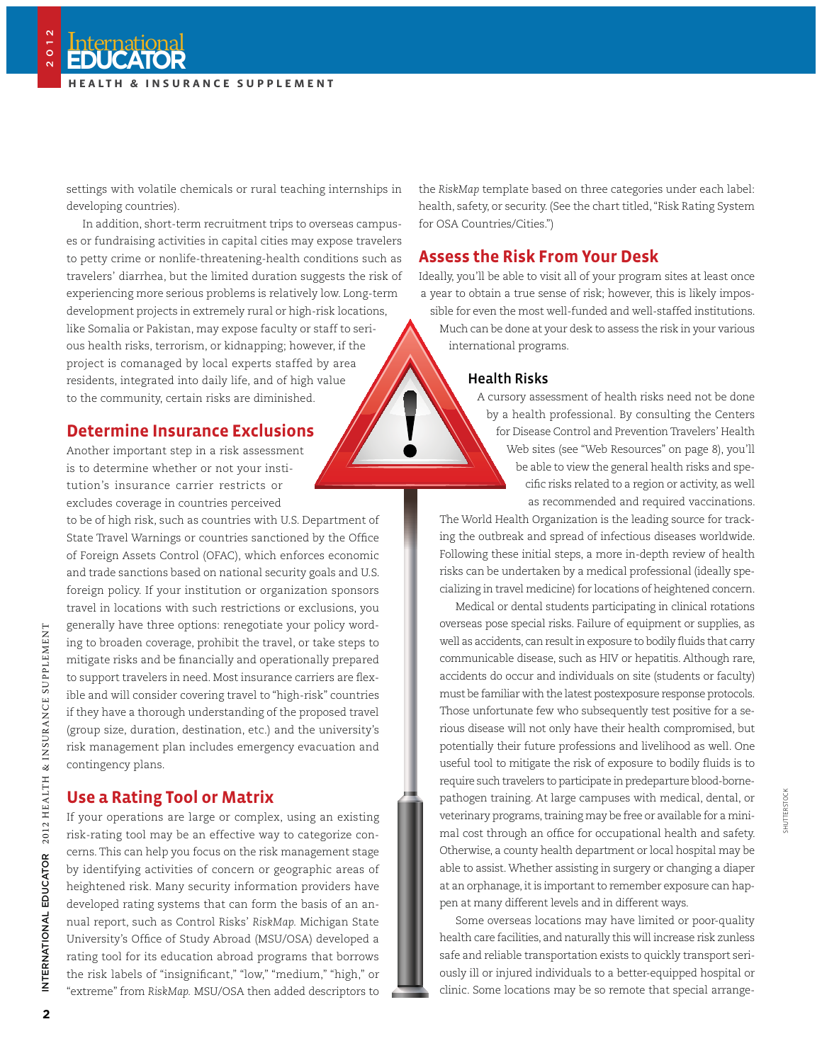settings with volatile chemicals or rural teaching internships in developing countries).

In addition, short-term recruitment trips to overseas campuses or fundraising activities in capital cities may expose travelers to petty crime or nonlife-threatening-health conditions such as travelers' diarrhea, but the limited duration suggests the risk of experiencing more serious problems is relatively low. Long-term development projects in extremely rural or high-risk locations, like Somalia or Pakistan, may expose faculty or staff to serious health risks, terrorism, or kidnapping; however, if the project is comanaged by local experts staffed by area residents, integrated into daily life, and of high value to the community, certain risks are diminished.

## Determine Insurance Exclusions

Another important step in a risk assessment is to determine whether or not your institution's insurance carrier restricts or excludes coverage in countries perceived to be of high risk, such as countries with U.S. Department of State Travel Warnings or countries sanctioned by the Office of Foreign Assets Control (OFAC), which enforces economic and trade sanctions based on national security goals and U.S. foreign policy. If your institution or organization sponsors travel in locations with such restrictions or exclusions, you generally have three options: renegotiate your policy wording to broaden coverage, prohibit the travel, or take steps to mitigate risks and be financially and operationally prepared to support travelers in need. Most insurance carriers are flexible and will consider covering travel to "high-risk" countries if they have a thorough understanding of the proposed travel (group size, duration, destination, etc.) and the university's risk management plan includes emergency evacuation and contingency plans.

## Use a Rating Tool or Matrix

If your operations are large or complex, using an existing risk-rating tool may be an effective way to categorize concerns. This can help you focus on the risk management stage by identifying activities of concern or geographic areas of heightened risk. Many security information providers have developed rating systems that can form the basis of an annual report, such as Control Risks' *RiskMap*. Michigan State University's Office of Study Abroad (MSU/OSA) developed a rating tool for its education abroad programs that borrows the risk labels of "insignificant," "low," "medium," "high," or "extreme" from *RiskMap*. MSU/OSA then added descriptors to the *RiskMap* template based on three categories under each label: health, safety, or security. (See the chart titled, "Risk Rating System for OSA Countries/Cities.")

## Assess the Risk From Your Desk

Ideally, you'll be able to visit all of your program sites at least once a year to obtain a true sense of risk; however, this is likely impossible for even the most well-funded and well-staffed institutions. Much can be done at your desk to assess the risk in your various international programs.

### Health Risks

A cursory assessment of health risks need not be done by a health professional. By consulting the Centers for Disease Control and Prevention Travelers' Health Web sites (see "Web Resources" on page 8), you'll be able to view the general health risks and specific risks related to a region or activity, as well as recommended and required vaccinations. The World Health Organization is the leading source for tracking the outbreak and spread of infectious diseases worldwide. Following these initial steps, a more in-depth review of health risks can be undertaken by a medical professional (ideally specializing in travel medicine) for locations of heightened concern.

Medical or dental students participating in clinical rotations overseas pose special risks. Failure of equipment or supplies, as well as accidents, can result in exposure to bodily fluids that carry communicable disease, such as HIV or hepatitis. Although rare, accidents do occur and individuals on site (students or faculty) must be familiar with the latest postexposure response protocols. Those unfortunate few who subsequently test positive for a serious disease will not only have their health compromised, but potentially their future professions and livelihood as well. One useful tool to mitigate the risk of exposure to bodily fluids is to require such travelers to participate in predeparture blood-borne-pathogen training. At large campuses with medical, dental, or veterinary programs, training may be free or available for a minimal cost through an office for occupational health and safety. Otherwise, a county health department or local hospital may be able to assist. Whether assisting in surgery or changing a diaper at an orphanage, it is important to remember exposure can happen at many different levels and in different ways.

Some overseas locations may have limited or poor-quality health care facilities, and naturally this will increase risk zunless safe and reliable transportation exists to quickly transport seriously ill or injured individuals to a better-equipped hospital or clinic. Some locations may be so remote that special arrange-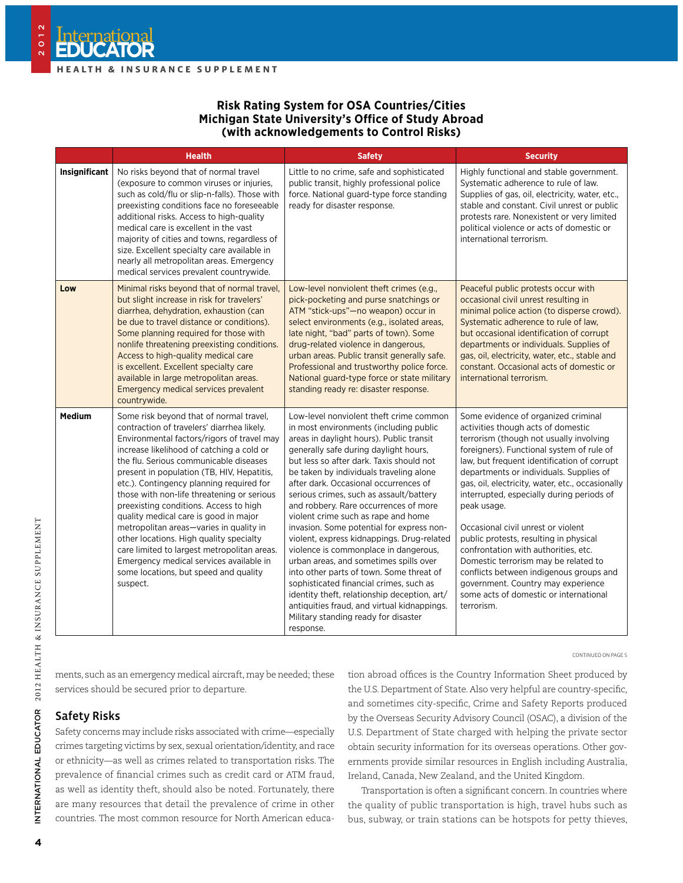**Risk Rating System for OSA Countries/Cities**
**Michigan State University's Office of Study Abroad**
**(with acknowledgements to Control Risks)**

| | Health | Safety | Security |
|---|---|---|---|
| **Insignificant** | No risks beyond that of normal travel (exposure to common viruses or injuries, such as cold/flu or slip-n-falls). Those with preexisting conditions face no foreseeable additional risks. Access to high-quality medical care is excellent in the vast majority of cities and towns, regardless of size. Excellent specialty care available in nearly all metropolitan areas. Emergency medical services prevalent countrywide. | Little to no crime, safe and sophisticated public transit, highly professional police force. National guard-type force standing ready for disaster response. | Highly functional and stable government. Systematic adherence to rule of law. Supplies of gas, oil, electricity, water, etc., stable and constant. Civil unrest or public protests rare. Nonexistent or very limited political violence or acts of domestic or international terrorism. |
| **Low** | Minimal risks beyond that of normal travel, but slight increase in risk for travelers' diarrhea, dehydration, exhaustion (can be due to travel distance or conditions). Some planning required for those with nonlife threatening preexisting conditions. Access to high-quality medical care is excellent. Excellent specialty care available in large metropolitan areas. Emergency medical services prevalent countrywide. | Low-level nonviolent theft crimes (e.g., pick-pocketing and purse snatchings or ATM "stick-ups"—no weapon) occur in select environments (e.g., isolated areas, late night, "bad" parts of town). Some drug-related violence in dangerous, urban areas. Public transit generally safe. Professional and trustworthy police force. National guard-type force or state military standing ready re: disaster response. | Peaceful public protests occur with occasional civil unrest resulting in minimal police action (to disperse crowd). Systematic adherence to rule of law, but occasional identification of corrupt departments or individuals. Supplies of gas, oil, electricity, water, etc., stable and constant. Occasional acts of domestic or international terrorism. |
| **Medium** | Some risk beyond that of normal travel, contraction of travelers' diarrhea likely. Environmental factors/rigors of travel may increase likelihood of catching a cold or the flu. Serious communicable diseases present in population (TB, HIV, Hepatitis, etc.). Contingency planning required for those with non-life threatening or serious preexisting conditions. Access to high quality medical care is good in major metropolitan areas—varies in quality in other locations. High quality specialty care limited to largest metropolitan areas. Emergency medical services available in some locations, but speed and quality suspect. | Low-level nonviolent theft crime common in most environments (including public areas in daylight hours). Public transit generally safe during daylight hours, but less so after dark. Taxis should not be taken by individuals traveling alone after dark. Occasional occurrences of serious crimes, such as assault/battery and robbery. Rare occurrences of more violent crime such as rape and home invasion. Some potential for express non-violent, express kidnappings. Drug-related violence is commonplace in dangerous, urban areas, and sometimes spills over into other parts of town. Some threat of sophisticated financial crimes, such as identity theft, relationship deception, art/antiquities fraud, and virtual kidnappings. Military standing ready for disaster response. | Some evidence of organized criminal activities though acts of domestic terrorism (though not usually involving foreigners). Functional system of rule of law, but frequent identification of corrupt departments or individuals. Supplies of gas, oil, electricity, water, etc., occasionally interrupted, especially during periods of peak usage.<br><br>Occasional civil unrest or violent public protests, resulting in physical confrontation with authorities, etc. Domestic terrorism may be related to conflicts between indigenous groups and government. Country may experience some acts of domestic or international terrorism. |

CONTINUED ON PAGE 5

ments, such as an emergency medical aircraft, may be needed; these services should be secured prior to departure.

## Safety Risks

Safety concerns may include risks associated with crime—especially crimes targeting victims by sex, sexual orientation/identity, and race or ethnicity—as well as crimes related to transportation risks. The prevalence of financial crimes such as credit card or ATM fraud, as well as identity theft, should also be noted. Fortunately, there are many resources that detail the prevalence of crime in other countries. The most common resource for North American education abroad offices is the Country Information Sheet produced by the U.S. Department of State. Also very helpful are country-specific, and sometimes city-specific, Crime and Safety Reports produced by the Overseas Security Advisory Council (OSAC), a division of the U.S. Department of State charged with helping the private sector obtain security information for its overseas operations. Other governments provide similar resources in English including Australia, Ireland, Canada, New Zealand, and the United Kingdom.

Transportation is often a significant concern. In countries where the quality of public transportation is high, travel hubs such as bus, subway, or train stations can be hotspots for petty thieves,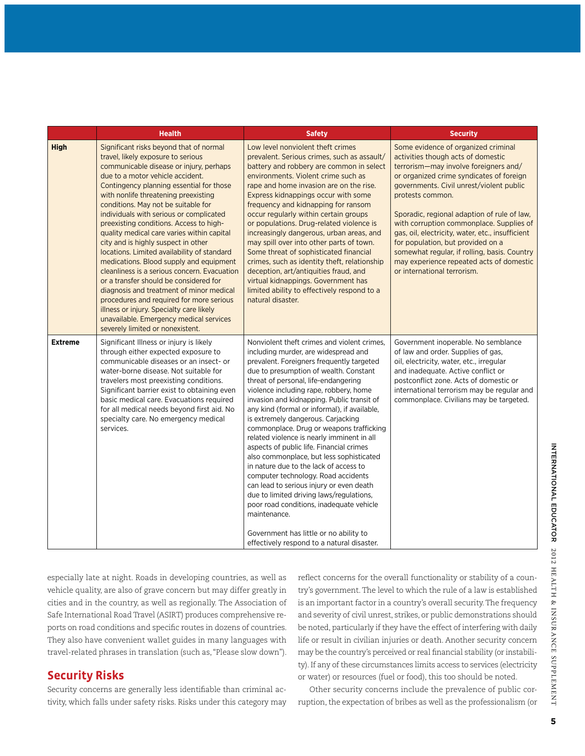| | Health | Safety | Security |
|---|---|---|---|
| **High** | Significant risks beyond that of normal travel, likely exposure to serious communicable disease or injury, perhaps due to a motor vehicle accident. Contingency planning essential for those with nonlife threatening preexisting conditions. May not be suitable for individuals with serious or complicated preexisting conditions. Access to high-quality medical care varies within capital city and is highly suspect in other locations. Limited availability of standard medications. Blood supply and equipment cleanliness is a serious concern. Evacuation or a transfer should be considered for diagnosis and treatment of minor medical procedures and required for more serious illness or injury. Specialty care likely unavailable. Emergency medical services severely limited or nonexistent. | Low level nonviolent theft crimes prevalent. Serious crimes, such as assault/battery and robbery are common in select environments. Violent crime such as rape and home invasion are on the rise. Express kidnappings occur with some frequency and kidnapping for ransom occur regularly within certain groups or populations. Drug-related violence is increasingly dangerous, urban areas, and may spill over into other parts of town. Some threat of sophisticated financial crimes, such as identity theft, relationship deception, art/antiquities fraud, and virtual kidnappings. Government has limited ability to effectively respond to a natural disaster. | Some evidence of organized criminal activities though acts of domestic terrorism—may involve foreigners and/or organized crime syndicates of foreign governments. Civil unrest/violent public protests common.<br><br>Sporadic, regional adaption of rule of law, with corruption commonplace. Supplies of gas, oil, electricity, water, etc., insufficient for population, but provided on a somewhat regular, if rolling, basis. Country may experience repeated acts of domestic or international terrorism. |
| **Extreme** | Significant Illness or injury is likely through either expected exposure to communicable diseases or an insect- or water-borne disease. Not suitable for travelers most preexisting conditions. Significant barrier exist to obtaining even basic medical care. Evacuations required for all medical needs beyond first aid. No specialty care. No emergency medical services. | Nonviolent theft crimes and violent crimes, including murder, are widespread and prevalent. Foreigners frequently targeted due to presumption of wealth. Constant threat of personal, life-endangering violence including rape, robbery, home invasion and kidnapping. Public transit of any kind (formal or informal), if available, is extremely dangerous. Carjacking commonplace. Drug or weapons trafficking related violence is nearly imminent in all aspects of public life. Financial crimes also commonplace, but less sophisticated in nature due to the lack of access to computer technology. Road accidents can lead to serious injury or even death due to limited driving laws/regulations, poor road conditions, inadequate vehicle maintenance.<br><br>Government has little or no ability to effectively respond to a natural disaster. | Government inoperable. No semblance of law and order. Supplies of gas, oil, electricity, water, etc., irregular and inadequate. Active conflict or postconflict zone. Acts of domestic or international terrorism may be regular and commonplace. Civilians may be targeted. |

especially late at night. Roads in developing countries, as well as vehicle quality, are also of grave concern but may differ greatly in cities and in the country, as well as regionally. The Association of Safe International Road Travel (ASIRT) produces comprehensive reports on road conditions and specific routes in dozens of countries. They also have convenient wallet guides in many languages with travel-related phrases in translation (such as, "Please slow down").

## Security Risks

Security concerns are generally less identifiable than criminal activity, which falls under safety risks. Risks under this category may reflect concerns for the overall functionality or stability of a country's government. The level to which the rule of a law is established is an important factor in a country's overall security. The frequency and severity of civil unrest, strikes, or public demonstrations should be noted, particularly if they have the effect of interfering with daily life or result in civilian injuries or death. Another security concern may be the country's perceived or real financial stability (or instability). If any of these circumstances limits access to services (electricity or water) or resources (fuel or food), this too should be noted.

Other security concerns include the prevalence of public corruption, the expectation of bribes as well as the professionalism (or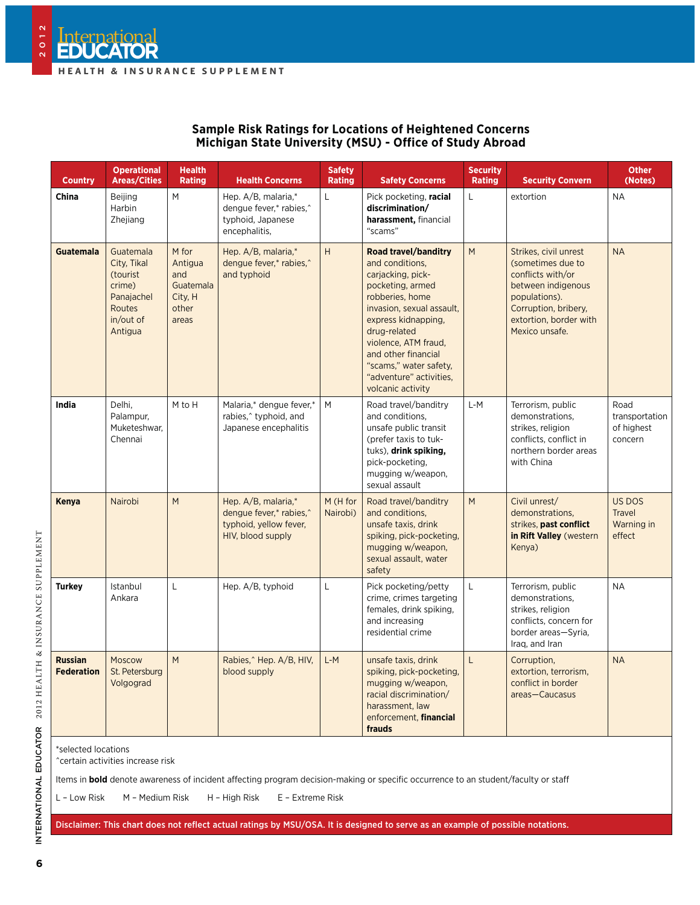## Sample Risk Ratings for Locations of Heightened Concerns
## Michigan State University (MSU) - Office of Study Abroad

| Country | Operational Areas/Cities | Health Rating | Health Concerns | Safety Rating | Safety Concerns | Security Rating | Security Convern | Other (Notes) |
|---|---|---|---|---|---|---|---|---|
| **China** | Beijing Harbin Zhejiang | M | Hep. A/B, malaria,* dengue fever,* rabies,^ typhoid, Japanese encephalitis, | L | Pick pocketing, **racial discrimination/ harassment,** financial "scams" | L | extortion | NA |
| **Guatemala** | Guatemala City, Tikal (tourist crime) Panajachel Routes in/out of Antigua | M for Antigua and Guatemala City, H other areas | Hep. A/B, malaria,* dengue fever,* rabies,^ and typhoid | H | **Road travel/banditry** and conditions, carjacking, pick-pocketing, armed robberies, home invasion, sexual assault, express kidnapping, drug-related violence, ATM fraud, and other financial "scams," water safety, "adventure" activities, volcanic activity | M | Strikes, civil unrest (sometimes due to conflicts with/or between indigenous populations). Corruption, bribery, extortion, border with Mexico unsafe. | NA |
| **India** | Delhi, Palampur, Muketeshwar, Chennai | M to H | Malaria,* dengue fever,* rabies,^ typhoid, and Japanese encephalitis | M | Road travel/banditry and conditions, unsafe public transit (prefer taxis to tuk-tuks), **drink spiking,** pick-pocketing, mugging w/weapon, sexual assault | L-M | Terrorism, public demonstrations, strikes, religion conflicts, conflict in northern border areas with China | Road transportation of highest concern |
| **Kenya** | Nairobi | M | Hep. A/B, malaria,* dengue fever,* rabies,^ typhoid, yellow fever, HIV, blood supply | M (H for Nairobi) | Road travel/banditry and conditions, unsafe taxis, drink spiking, pick-pocketing, mugging w/weapon, sexual assault, water safety | M | Civil unrest/ demonstrations, strikes, **past conflict in Rift Valley** (western Kenya) | US DOS Travel Warning in effect |
| **Turkey** | Istanbul Ankara | L | Hep. A/B, typhoid | L | Pick pocketing/petty crime, crimes targeting females, drink spiking, and increasing residential crime | L | Terrorism, public demonstrations, strikes, religion conflicts, concern for border areas—Syria, Iraq, and Iran | NA |
| **Russian Federation** | Moscow St. Petersburg Volgograd | M | Rabies,^ Hep. A/B, HIV, blood supply | L-M | unsafe taxis, drink spiking, pick-pocketing, mugging w/weapon, racial discrimination/ harassment, law enforcement, **financial frauds** | L | Corruption, extortion, terrorism, conflict in border areas—Caucasus | NA |

*selected locations
^certain activities increase risk

Items in **bold** denote awareness of incident affecting program decision-making or specific occurrence to an student/faculty or staff

L – Low Risk M – Medium Risk H – High Risk E – Extreme Risk

**Disclaimer: This chart does not reflect actual ratings by MSU/OSA. It is designed to serve as an example of possible notations.**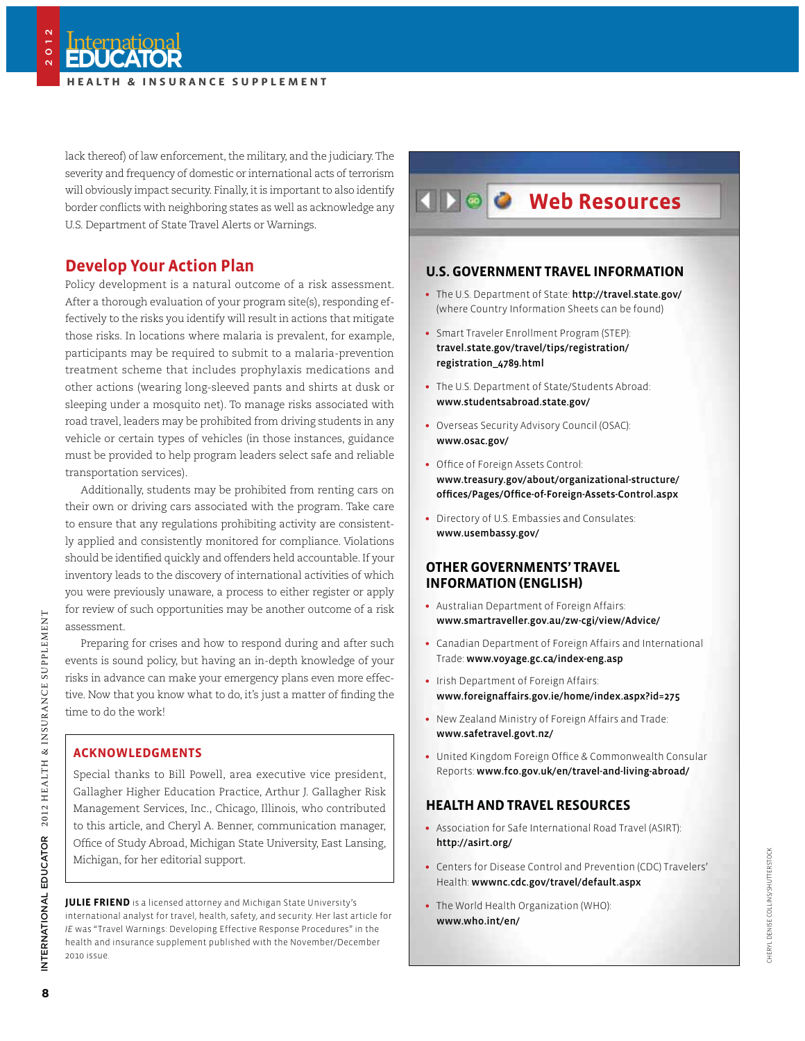lack thereof) of law enforcement, the military, and the judiciary. The severity and frequency of domestic or international acts of terrorism will obviously impact security. Finally, it is important to also identify border conflicts with neighboring states as well as acknowledge any U.S. Department of State Travel Alerts or Warnings.

## Develop Your Action Plan

Policy development is a natural outcome of a risk assessment. After a thorough evaluation of your program site(s), responding effectively to the risks you identify will result in actions that mitigate those risks. In locations where malaria is prevalent, for example, participants may be required to submit to a malaria-prevention treatment scheme that includes prophylaxis medications and other actions (wearing long-sleeved pants and shirts at dusk or sleeping under a mosquito net). To manage risks associated with road travel, leaders may be prohibited from driving students in any vehicle or certain types of vehicles (in those instances, guidance must be provided to help program leaders select safe and reliable transportation services).

Additionally, students may be prohibited from renting cars on their own or driving cars associated with the program. Take care to ensure that any regulations prohibiting activity are consistently applied and consistently monitored for compliance. Violations should be identified quickly and offenders held accountable. If your inventory leads to the discovery of international activities of which you were previously unaware, a process to either register or apply for review of such opportunities may be another outcome of a risk assessment.

Preparing for crises and how to respond during and after such events is sound policy, but having an in-depth knowledge of your risks in advance can make your emergency plans even more effective. Now that you know what to do, it's just a matter of finding the time to do the work!

### ACKNOWLEDGMENTS

Special thanks to Bill Powell, area executive vice president, Gallagher Higher Education Practice, Arthur J. Gallagher Risk Management Services, Inc., Chicago, Illinois, who contributed to this article, and Cheryl A. Benner, communication manager, Office of Study Abroad, Michigan State University, East Lansing, Michigan, for her editorial support.

**JULIE FRIEND** is a licensed attorney and Michigan State University's international analyst for travel, health, safety, and security. Her last article for *IE* was "Travel Warnings: Developing Effective Response Procedures" in the health and insurance supplement published with the November/December 2010 issue.

## Web Resources

### U.S. GOVERNMENT TRAVEL INFORMATION

- The U.S. Department of State: **http://travel.state.gov/** (where Country Information Sheets can be found)
- Smart Traveler Enrollment Program (STEP): **travel.state.gov/travel/tips/registration/registration_4789.html**
- The U.S. Department of State/Students Abroad: **www.studentsabroad.state.gov/**
- Overseas Security Advisory Council (OSAC): **www.osac.gov/**
- Office of Foreign Assets Control: **www.treasury.gov/about/organizational-structure/offices/Pages/Office-of-Foreign-Assets-Control.aspx**
- Directory of U.S. Embassies and Consulates: **www.usembassy.gov/**

### OTHER GOVERNMENTS' TRAVEL INFORMATION (ENGLISH)

- Australian Department of Foreign Affairs: **www.smartraveller.gov.au/zw-cgi/view/Advice/**
- Canadian Department of Foreign Affairs and International Trade: **www.voyage.gc.ca/index-eng.asp**
- Irish Department of Foreign Affairs: **www.foreignaffairs.gov.ie/home/index.aspx?id=275**
- New Zealand Ministry of Foreign Affairs and Trade: **www.safetravel.govt.nz/**
- United Kingdom Foreign Office & Commonwealth Consular Reports: **www.fco.gov.uk/en/travel-and-living-abroad/**

### HEALTH AND TRAVEL RESOURCES

- Association for Safe International Road Travel (ASIRT): **http://asirt.org/**
- Centers for Disease Control and Prevention (CDC) Travelers' Health: **wwwnc.cdc.gov/travel/default.aspx**
- The World Health Organization (WHO): **www.who.int/en/**

CHERYL DENISE COLLINS/SHUTTERSTOCK